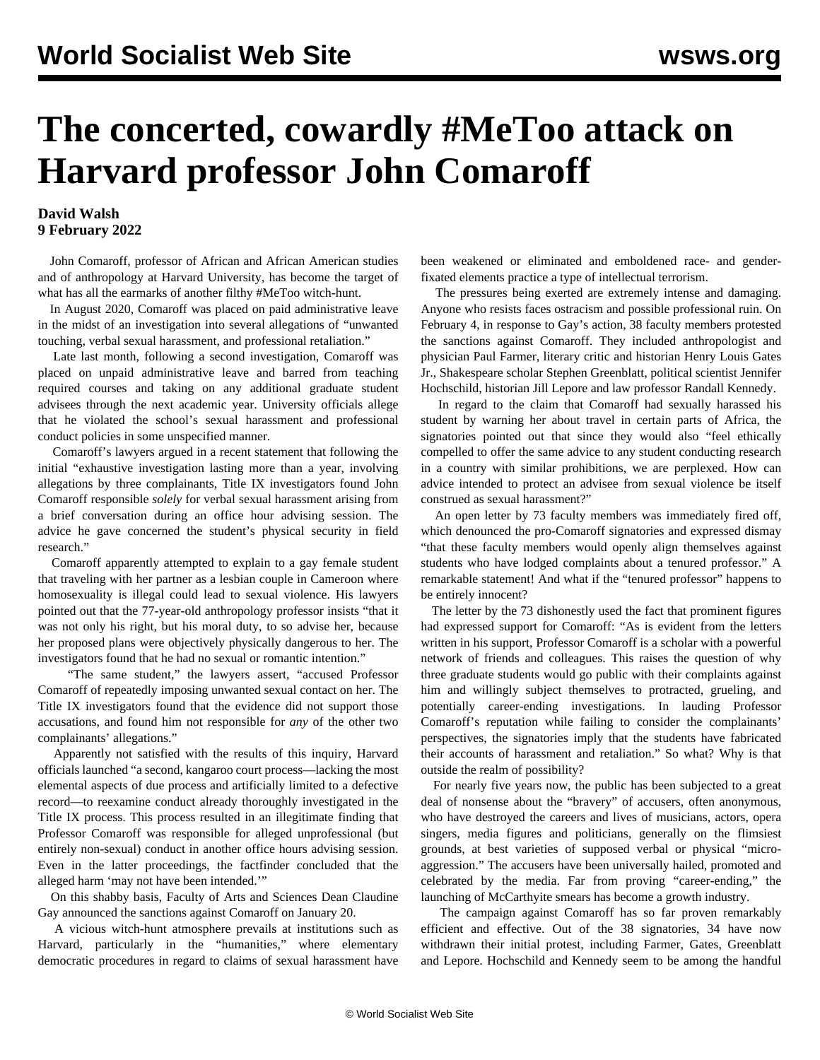# The concerted, cowardly #MeToo attack on Harvard professor John Comaroff

**David Walsh**
**9 February 2022**

John Comaroff, professor of African and African American studies and of anthropology at Harvard University, has become the target of what has all the earmarks of another filthy #MeToo witch-hunt.

In August 2020, Comaroff was placed on paid administrative leave in the midst of an investigation into several allegations of "unwanted touching, verbal sexual harassment, and professional retaliation."

Late last month, following a second investigation, Comaroff was placed on unpaid administrative leave and barred from teaching required courses and taking on any additional graduate student advisees through the next academic year. University officials allege that he violated the school's sexual harassment and professional conduct policies in some unspecified manner.

Comaroff's lawyers argued in a recent statement that following the initial "exhaustive investigation lasting more than a year, involving allegations by three complainants, Title IX investigators found John Comaroff responsible *solely* for verbal sexual harassment arising from a brief conversation during an office hour advising session. The advice he gave concerned the student's physical security in field research."

Comaroff apparently attempted to explain to a gay female student that traveling with her partner as a lesbian couple in Cameroon where homosexuality is illegal could lead to sexual violence. His lawyers pointed out that the 77-year-old anthropology professor insists "that it was not only his right, but his moral duty, to so advise her, because her proposed plans were objectively physically dangerous to her. The investigators found that he had no sexual or romantic intention."

"The same student," the lawyers assert, "accused Professor Comaroff of repeatedly imposing unwanted sexual contact on her. The Title IX investigators found that the evidence did not support those accusations, and found him not responsible for *any* of the other two complainants' allegations."

Apparently not satisfied with the results of this inquiry, Harvard officials launched "a second, kangaroo court process—lacking the most elemental aspects of due process and artificially limited to a defective record—to reexamine conduct already thoroughly investigated in the Title IX process. This process resulted in an illegitimate finding that Professor Comaroff was responsible for alleged unprofessional (but entirely non-sexual) conduct in another office hours advising session. Even in the latter proceedings, the factfinder concluded that the alleged harm 'may not have been intended.'"

On this shabby basis, Faculty of Arts and Sciences Dean Claudine Gay announced the sanctions against Comaroff on January 20.

A vicious witch-hunt atmosphere prevails at institutions such as Harvard, particularly in the "humanities," where elementary democratic procedures in regard to claims of sexual harassment have been weakened or eliminated and emboldened race- and gender-fixated elements practice a type of intellectual terrorism.

The pressures being exerted are extremely intense and damaging. Anyone who resists faces ostracism and possible professional ruin. On February 4, in response to Gay's action, 38 faculty members protested the sanctions against Comaroff. They included anthropologist and physician Paul Farmer, literary critic and historian Henry Louis Gates Jr., Shakespeare scholar Stephen Greenblatt, political scientist Jennifer Hochschild, historian Jill Lepore and law professor Randall Kennedy.

In regard to the claim that Comaroff had sexually harassed his student by warning her about travel in certain parts of Africa, the signatories pointed out that since they would also "feel ethically compelled to offer the same advice to any student conducting research in a country with similar prohibitions, we are perplexed. How can advice intended to protect an advisee from sexual violence be itself construed as sexual harassment?"

An open letter by 73 faculty members was immediately fired off, which denounced the pro-Comaroff signatories and expressed dismay "that these faculty members would openly align themselves against students who have lodged complaints about a tenured professor." A remarkable statement! And what if the "tenured professor" happens to be entirely innocent?

The letter by the 73 dishonestly used the fact that prominent figures had expressed support for Comaroff: "As is evident from the letters written in his support, Professor Comaroff is a scholar with a powerful network of friends and colleagues. This raises the question of why three graduate students would go public with their complaints against him and willingly subject themselves to protracted, grueling, and potentially career-ending investigations. In lauding Professor Comaroff's reputation while failing to consider the complainants' perspectives, the signatories imply that the students have fabricated their accounts of harassment and retaliation." So what? Why is that outside the realm of possibility?

For nearly five years now, the public has been subjected to a great deal of nonsense about the "bravery" of accusers, often anonymous, who have destroyed the careers and lives of musicians, actors, opera singers, media figures and politicians, generally on the flimsiest grounds, at best varieties of supposed verbal or physical "micro-aggression." The accusers have been universally hailed, promoted and celebrated by the media. Far from proving "career-ending," the launching of McCarthyite smears has become a growth industry.

The campaign against Comaroff has so far proven remarkably efficient and effective. Out of the 38 signatories, 34 have now withdrawn their initial protest, including Farmer, Gates, Greenblatt and Lepore. Hochschild and Kennedy seem to be among the handful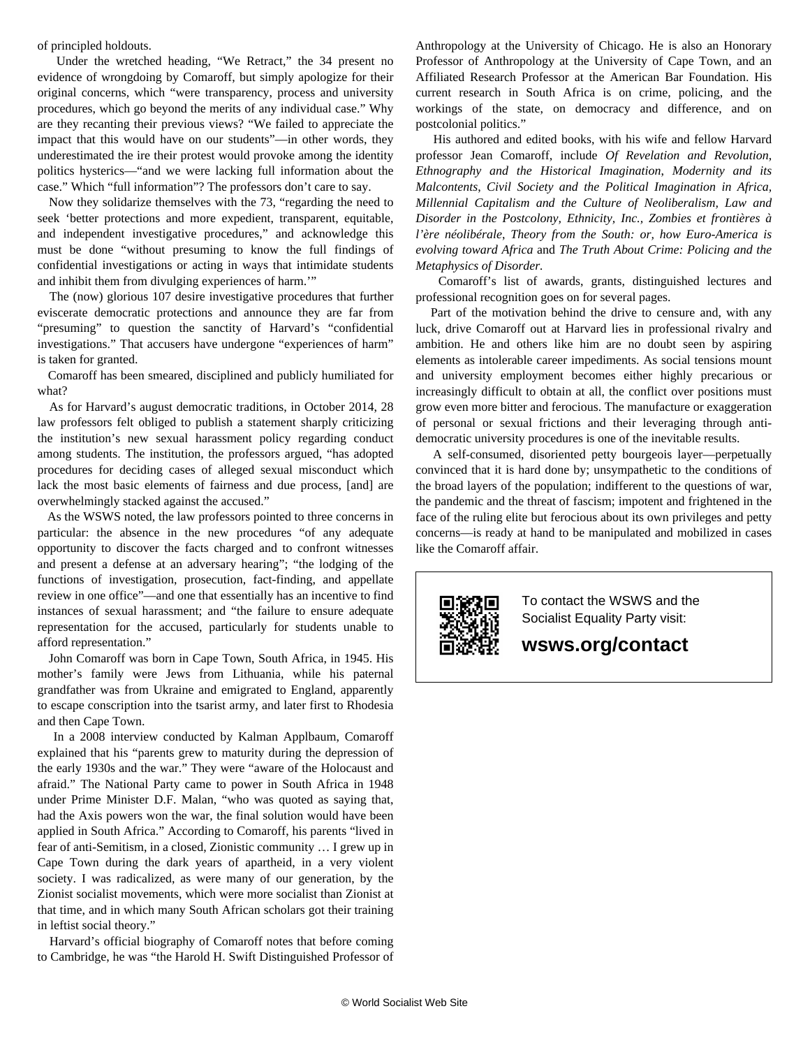of principled holdouts.

Under the wretched heading, "We Retract," the 34 present no evidence of wrongdoing by Comaroff, but simply apologize for their original concerns, which "were transparency, process and university procedures, which go beyond the merits of any individual case." Why are they recanting their previous views? "We failed to appreciate the impact that this would have on our students"—in other words, they underestimated the ire their protest would provoke among the identity politics hysterics—"and we were lacking full information about the case." Which "full information"? The professors don't care to say.

Now they solidarize themselves with the 73, "regarding the need to seek 'better protections and more expedient, transparent, equitable, and independent investigative procedures," and acknowledge this must be done "without presuming to know the full findings of confidential investigations or acting in ways that intimidate students and inhibit them from divulging experiences of harm.'"

The (now) glorious 107 desire investigative procedures that further eviscerate democratic protections and announce they are far from "presuming" to question the sanctity of Harvard's "confidential investigations." That accusers have undergone "experiences of harm" is taken for granted.

Comaroff has been smeared, disciplined and publicly humiliated for what?

As for Harvard's august democratic traditions, in October 2014, 28 law professors felt obliged to publish a statement sharply criticizing the institution's new sexual harassment policy regarding conduct among students. The institution, the professors argued, "has adopted procedures for deciding cases of alleged sexual misconduct which lack the most basic elements of fairness and due process, [and] are overwhelmingly stacked against the accused."

As the WSWS noted, the law professors pointed to three concerns in particular: the absence in the new procedures "of any adequate opportunity to discover the facts charged and to confront witnesses and present a defense at an adversary hearing"; "the lodging of the functions of investigation, prosecution, fact-finding, and appellate review in one office"—and one that essentially has an incentive to find instances of sexual harassment; and "the failure to ensure adequate representation for the accused, particularly for students unable to afford representation."

John Comaroff was born in Cape Town, South Africa, in 1945. His mother's family were Jews from Lithuania, while his paternal grandfather was from Ukraine and emigrated to England, apparently to escape conscription into the tsarist army, and later first to Rhodesia and then Cape Town.

In a 2008 interview conducted by Kalman Applbaum, Comaroff explained that his "parents grew to maturity during the depression of the early 1930s and the war." They were "aware of the Holocaust and afraid." The National Party came to power in South Africa in 1948 under Prime Minister D.F. Malan, "who was quoted as saying that, had the Axis powers won the war, the final solution would have been applied in South Africa." According to Comaroff, his parents "lived in fear of anti-Semitism, in a closed, Zionistic community … I grew up in Cape Town during the dark years of apartheid, in a very violent society. I was radicalized, as were many of our generation, by the Zionist socialist movements, which were more socialist than Zionist at that time, and in which many South African scholars got their training in leftist social theory."

Harvard's official biography of Comaroff notes that before coming to Cambridge, he was "the Harold H. Swift Distinguished Professor of Anthropology at the University of Chicago. He is also an Honorary Professor of Anthropology at the University of Cape Town, and an Affiliated Research Professor at the American Bar Foundation. His current research in South Africa is on crime, policing, and the workings of the state, on democracy and difference, and on postcolonial politics."

His authored and edited books, with his wife and fellow Harvard professor Jean Comaroff, include *Of Revelation and Revolution, Ethnography and the Historical Imagination, Modernity and its Malcontents, Civil Society and the Political Imagination in Africa, Millennial Capitalism and the Culture of Neoliberalism, Law and Disorder in the Postcolony, Ethnicity, Inc., Zombies et frontières à l'ère néolibérale, Theory from the South: or, how Euro-America is evolving toward Africa* and *The Truth About Crime: Policing and the Metaphysics of Disorder.*

Comaroff's list of awards, grants, distinguished lectures and professional recognition goes on for several pages.

Part of the motivation behind the drive to censure and, with any luck, drive Comaroff out at Harvard lies in professional rivalry and ambition. He and others like him are no doubt seen by aspiring elements as intolerable career impediments. As social tensions mount and university employment becomes either highly precarious or increasingly difficult to obtain at all, the conflict over positions must grow even more bitter and ferocious. The manufacture or exaggeration of personal or sexual frictions and their leveraging through anti-democratic university procedures is one of the inevitable results.

A self-consumed, disoriented petty bourgeois layer—perpetually convinced that it is hard done by; unsympathetic to the conditions of the broad layers of the population; indifferent to the questions of war, the pandemic and the threat of fascism; impotent and frightened in the face of the ruling elite but ferocious about its own privileges and petty concerns—is ready at hand to be manipulated and mobilized in cases like the Comaroff affair.

To contact the WSWS and the Socialist Equality Party visit:

**wsws.org/contact**